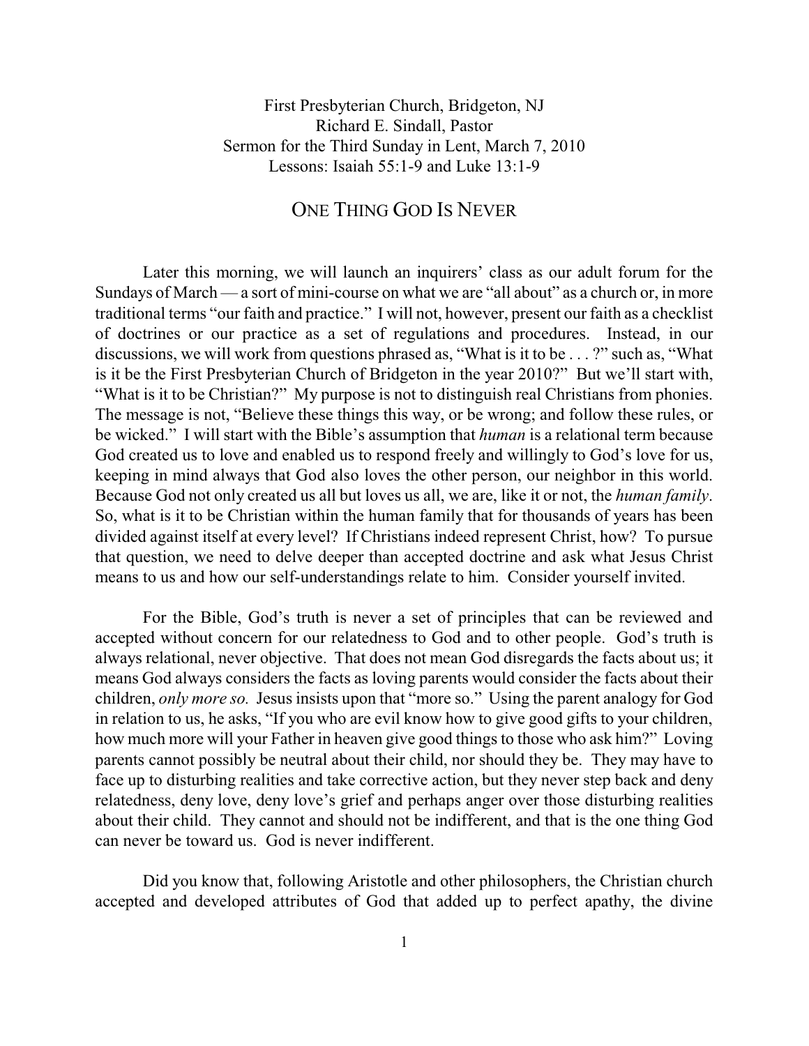First Presbyterian Church, Bridgeton, NJ
Richard E. Sindall, Pastor
Sermon for the Third Sunday in Lent, March 7, 2010
Lessons: Isaiah 55:1-9 and Luke 13:1-9

# ONE THING GOD IS NEVER

Later this morning, we will launch an inquirers' class as our adult forum for the Sundays of March — a sort of mini-course on what we are "all about" as a church or, in more traditional terms "our faith and practice." I will not, however, present our faith as a checklist of doctrines or our practice as a set of regulations and procedures. Instead, in our discussions, we will work from questions phrased as, "What is it to be . . . ?" such as, "What is it be the First Presbyterian Church of Bridgeton in the year 2010?" But we'll start with, "What is it to be Christian?" My purpose is not to distinguish real Christians from phonies. The message is not, "Believe these things this way, or be wrong; and follow these rules, or be wicked." I will start with the Bible's assumption that *human* is a relational term because God created us to love and enabled us to respond freely and willingly to God's love for us, keeping in mind always that God also loves the other person, our neighbor in this world. Because God not only created us all but loves us all, we are, like it or not, the *human family*. So, what is it to be Christian within the human family that for thousands of years has been divided against itself at every level? If Christians indeed represent Christ, how? To pursue that question, we need to delve deeper than accepted doctrine and ask what Jesus Christ means to us and how our self-understandings relate to him. Consider yourself invited.

For the Bible, God's truth is never a set of principles that can be reviewed and accepted without concern for our relatedness to God and to other people. God's truth is always relational, never objective. That does not mean God disregards the facts about us; it means God always considers the facts as loving parents would consider the facts about their children, *only more so.* Jesus insists upon that "more so." Using the parent analogy for God in relation to us, he asks, "If you who are evil know how to give good gifts to your children, how much more will your Father in heaven give good things to those who ask him?" Loving parents cannot possibly be neutral about their child, nor should they be. They may have to face up to disturbing realities and take corrective action, but they never step back and deny relatedness, deny love, deny love's grief and perhaps anger over those disturbing realities about their child. They cannot and should not be indifferent, and that is the one thing God can never be toward us. God is never indifferent.

Did you know that, following Aristotle and other philosophers, the Christian church accepted and developed attributes of God that added up to perfect apathy, the divine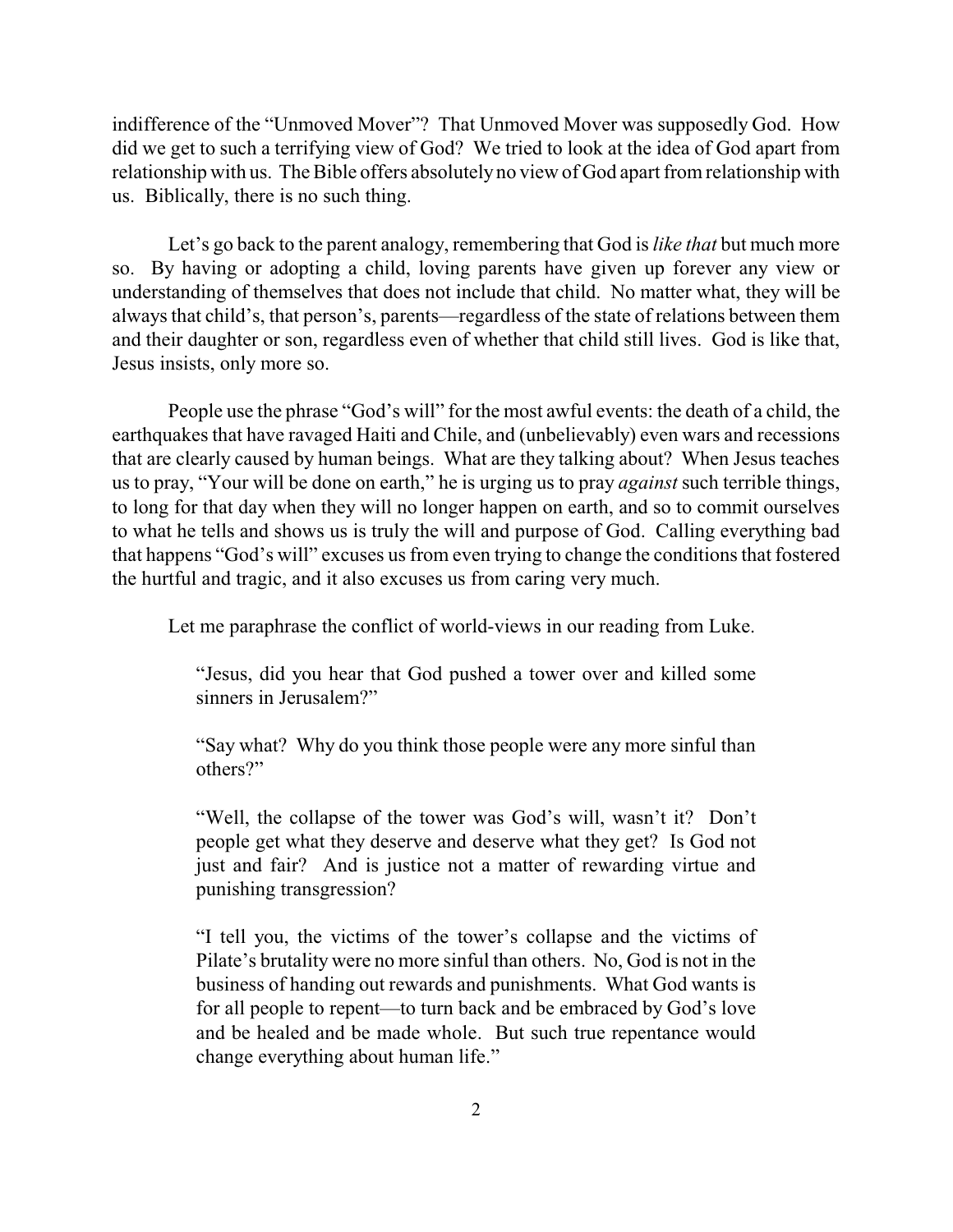indifference of the "Unmoved Mover"? That Unmoved Mover was supposedly God. How did we get to such a terrifying view of God? We tried to look at the idea of God apart from relationship with us. The Bible offers absolutely no view of God apart from relationship with us. Biblically, there is no such thing.

Let's go back to the parent analogy, remembering that God is *like that* but much more so. By having or adopting a child, loving parents have given up forever any view or understanding of themselves that does not include that child. No matter what, they will be always that child's, that person's, parents—regardless of the state of relations between them and their daughter or son, regardless even of whether that child still lives. God is like that, Jesus insists, only more so.

People use the phrase "God's will" for the most awful events: the death of a child, the earthquakes that have ravaged Haiti and Chile, and (unbelievably) even wars and recessions that are clearly caused by human beings. What are they talking about? When Jesus teaches us to pray, "Your will be done on earth," he is urging us to pray *against* such terrible things, to long for that day when they will no longer happen on earth, and so to commit ourselves to what he tells and shows us is truly the will and purpose of God. Calling everything bad that happens "God's will" excuses us from even trying to change the conditions that fostered the hurtful and tragic, and it also excuses us from caring very much.

Let me paraphrase the conflict of world-views in our reading from Luke.

> "Jesus, did you hear that God pushed a tower over and killed some sinners in Jerusalem?"
>
> "Say what? Why do you think those people were any more sinful than others?"
>
> "Well, the collapse of the tower was God's will, wasn't it? Don't people get what they deserve and deserve what they get? Is God not just and fair? And is justice not a matter of rewarding virtue and punishing transgression?
>
> "I tell you, the victims of the tower's collapse and the victims of Pilate's brutality were no more sinful than others. No, God is not in the business of handing out rewards and punishments. What God wants is for all people to repent—to turn back and be embraced by God's love and be healed and be made whole. But such true repentance would change everything about human life."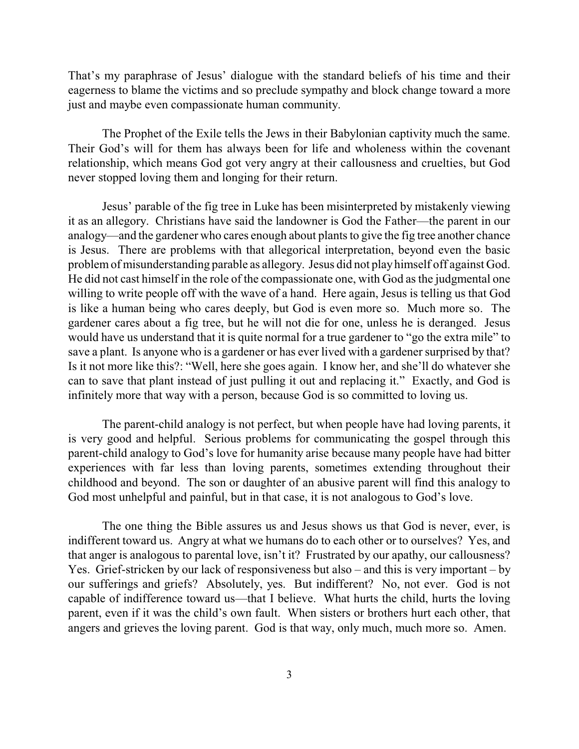That's my paraphrase of Jesus' dialogue with the standard beliefs of his time and their eagerness to blame the victims and so preclude sympathy and block change toward a more just and maybe even compassionate human community.

The Prophet of the Exile tells the Jews in their Babylonian captivity much the same. Their God's will for them has always been for life and wholeness within the covenant relationship, which means God got very angry at their callousness and cruelties, but God never stopped loving them and longing for their return.

Jesus' parable of the fig tree in Luke has been misinterpreted by mistakenly viewing it as an allegory. Christians have said the landowner is God the Father—the parent in our analogy—and the gardener who cares enough about plants to give the fig tree another chance is Jesus. There are problems with that allegorical interpretation, beyond even the basic problem of misunderstanding parable as allegory. Jesus did not play himself off against God. He did not cast himself in the role of the compassionate one, with God as the judgmental one willing to write people off with the wave of a hand. Here again, Jesus is telling us that God is like a human being who cares deeply, but God is even more so. Much more so. The gardener cares about a fig tree, but he will not die for one, unless he is deranged. Jesus would have us understand that it is quite normal for a true gardener to "go the extra mile" to save a plant. Is anyone who is a gardener or has ever lived with a gardener surprised by that? Is it not more like this?: "Well, here she goes again. I know her, and she'll do whatever she can to save that plant instead of just pulling it out and replacing it." Exactly, and God is infinitely more that way with a person, because God is so committed to loving us.

The parent-child analogy is not perfect, but when people have had loving parents, it is very good and helpful. Serious problems for communicating the gospel through this parent-child analogy to God's love for humanity arise because many people have had bitter experiences with far less than loving parents, sometimes extending throughout their childhood and beyond. The son or daughter of an abusive parent will find this analogy to God most unhelpful and painful, but in that case, it is not analogous to God's love.

The one thing the Bible assures us and Jesus shows us that God is never, ever, is indifferent toward us. Angry at what we humans do to each other or to ourselves? Yes, and that anger is analogous to parental love, isn't it? Frustrated by our apathy, our callousness? Yes. Grief-stricken by our lack of responsiveness but also – and this is very important – by our sufferings and griefs? Absolutely, yes. But indifferent? No, not ever. God is not capable of indifference toward us—that I believe. What hurts the child, hurts the loving parent, even if it was the child's own fault. When sisters or brothers hurt each other, that angers and grieves the loving parent. God is that way, only much, much more so. Amen.